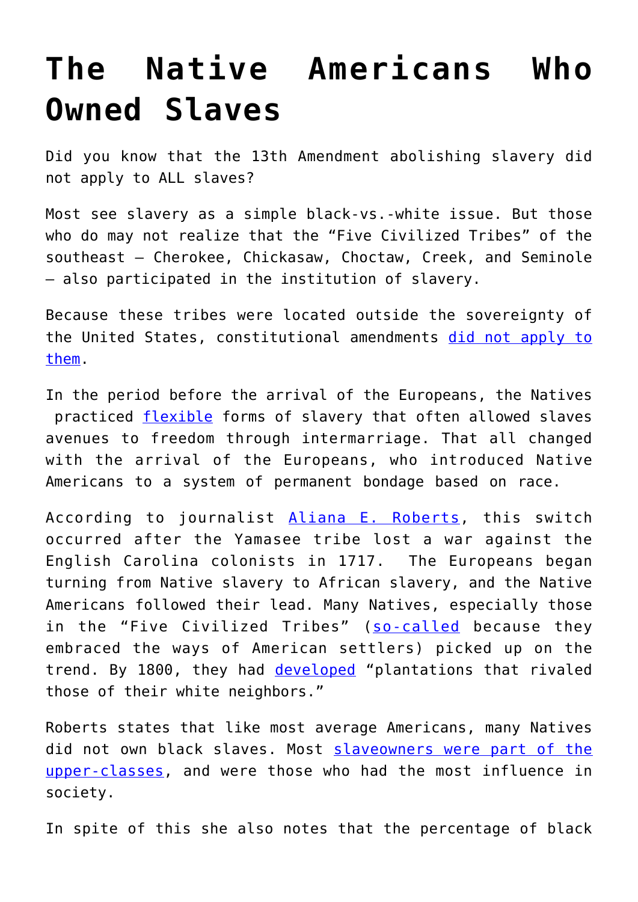# The Native Americans Who Owned Slaves

Did you know that the 13th Amendment abolishing slavery did not apply to ALL slaves?

Most see slavery as a simple black-vs.-white issue. But those who do may not realize that the "Five Civilized Tribes" of the southeast – Cherokee, Chickasaw, Choctaw, Creek, and Seminole – also participated in the institution of slavery.

Because these tribes were located outside the sovereignty of the United States, constitutional amendments did not apply to them.

In the period before the arrival of the Europeans, the Natives practiced flexible forms of slavery that often allowed slaves avenues to freedom through intermarriage. That all changed with the arrival of the Europeans, who introduced Native Americans to a system of permanent bondage based on race.

According to journalist Aliana E. Roberts, this switch occurred after the Yamasee tribe lost a war against the English Carolina colonists in 1717. The Europeans began turning from Native slavery to African slavery, and the Native Americans followed their lead. Many Natives, especially those in the "Five Civilized Tribes" (so-called because they embraced the ways of American settlers) picked up on the trend. By 1800, they had developed "plantations that rivaled those of their white neighbors."

Roberts states that like most average Americans, many Natives did not own black slaves. Most slaveowners were part of the upper-classes, and were those who had the most influence in society.

In spite of this she also notes that the percentage of black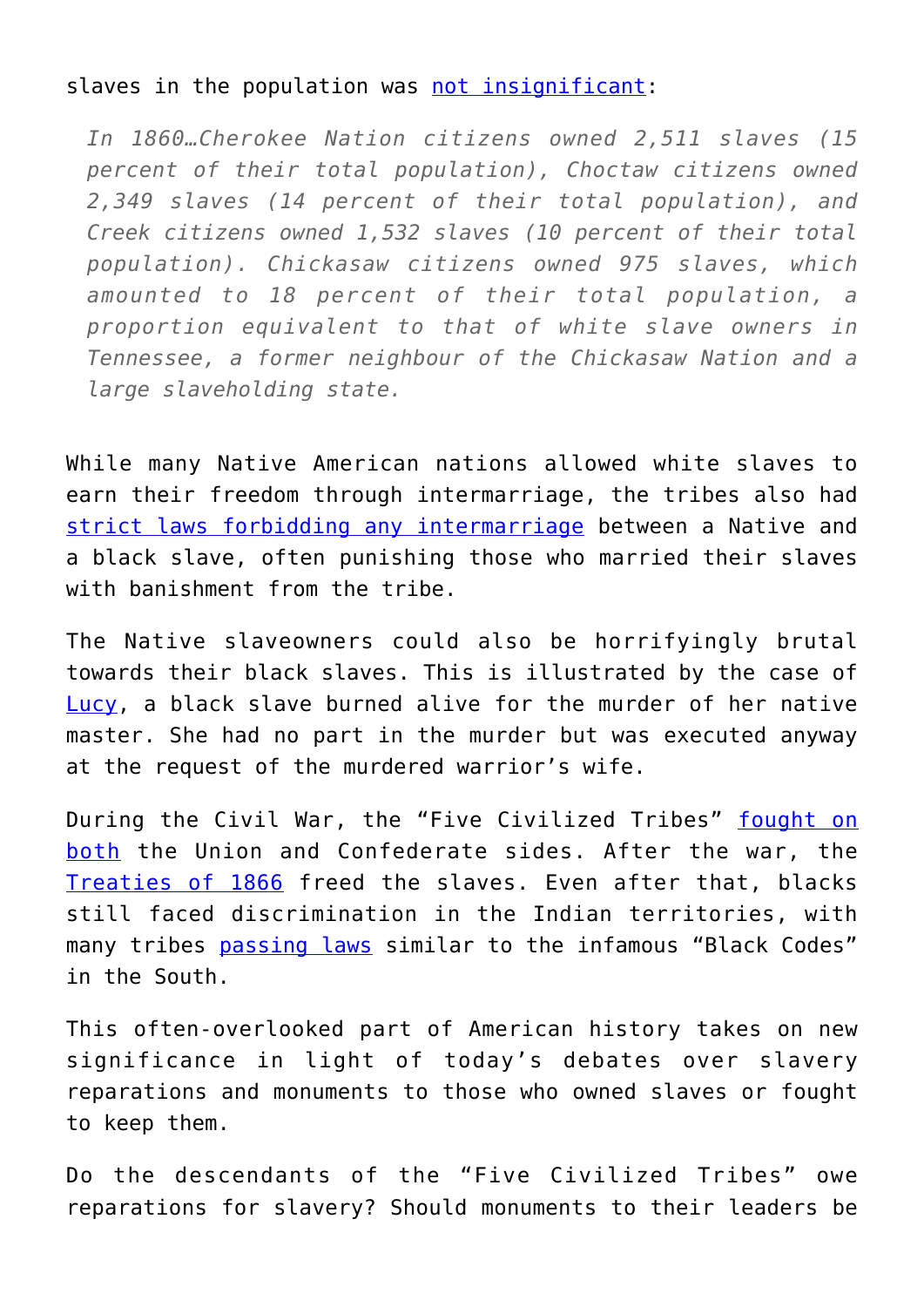slaves in the population was not insignificant:

> *In 1860…Cherokee Nation citizens owned 2,511 slaves (15 percent of their total population), Choctaw citizens owned 2,349 slaves (14 percent of their total population), and Creek citizens owned 1,532 slaves (10 percent of their total population). Chickasaw citizens owned 975 slaves, which amounted to 18 percent of their total population, a proportion equivalent to that of white slave owners in Tennessee, a former neighbour of the Chickasaw Nation and a large slaveholding state.*

While many Native American nations allowed white slaves to earn their freedom through intermarriage, the tribes also had strict laws forbidding any intermarriage between a Native and a black slave, often punishing those who married their slaves with banishment from the tribe.

The Native slaveowners could also be horrifyingly brutal towards their black slaves. This is illustrated by the case of Lucy, a black slave burned alive for the murder of her native master. She had no part in the murder but was executed anyway at the request of the murdered warrior's wife.

During the Civil War, the "Five Civilized Tribes" fought on both the Union and Confederate sides. After the war, the Treaties of 1866 freed the slaves. Even after that, blacks still faced discrimination in the Indian territories, with many tribes passing laws similar to the infamous "Black Codes" in the South.

This often-overlooked part of American history takes on new significance in light of today's debates over slavery reparations and monuments to those who owned slaves or fought to keep them.

Do the descendants of the "Five Civilized Tribes" owe reparations for slavery? Should monuments to their leaders be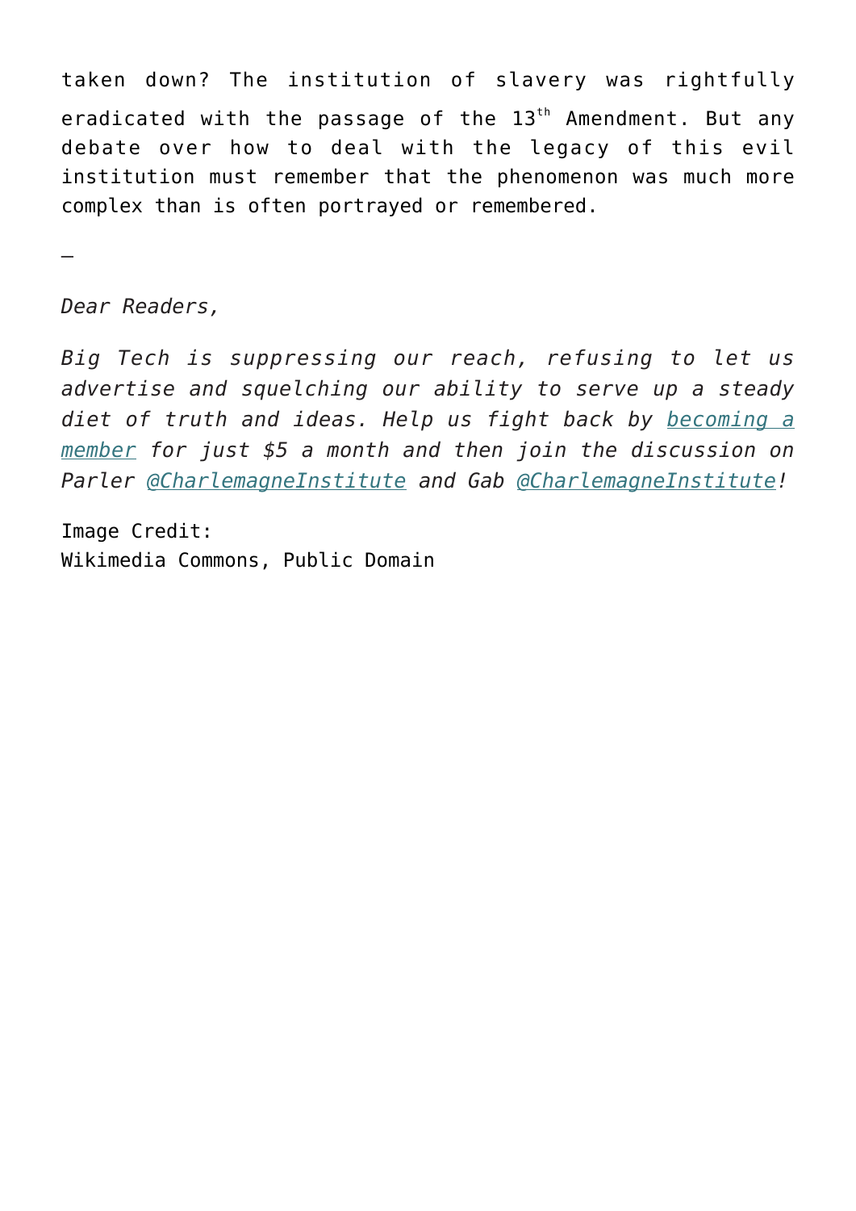taken down? The institution of slavery was rightfully eradicated with the passage of the 13th Amendment. But any debate over how to deal with the legacy of this evil institution must remember that the phenomenon was much more complex than is often portrayed or remembered.

—

*Dear Readers,*

*Big Tech is suppressing our reach, refusing to let us advertise and squelching our ability to serve up a steady diet of truth and ideas. Help us fight back by becoming a member for just $5 a month and then join the discussion on Parler @CharlemagneInstitute and Gab @CharlemagneInstitute!*

Image Credit:
Wikimedia Commons, Public Domain